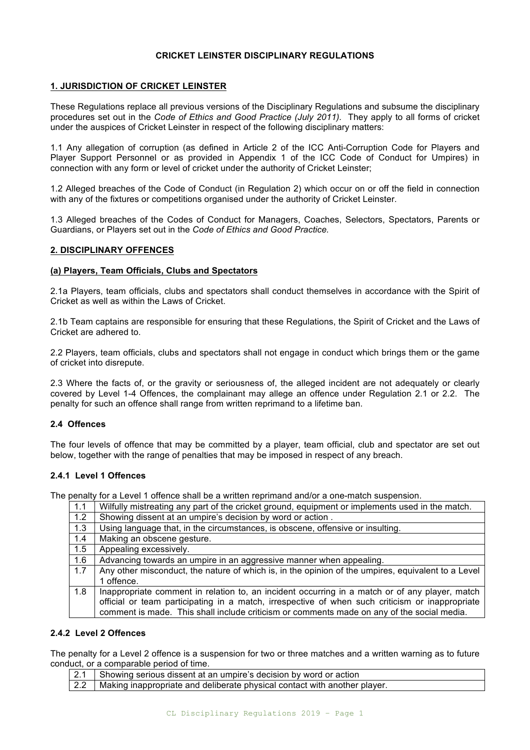# CRICKET LEINSTER DISCIPLINARY REGULATIONS

## 1. JURISDICTION OF CRICKET LEINSTER

These Regulations replace all previous versions of the Disciplinary Regulations and subsume the disciplinary procedures set out in the *Code of Ethics and Good Practice (July 2011).* They apply to all forms of cricket under the auspices of Cricket Leinster in respect of the following disciplinary matters:

1.1 Any allegation of corruption (as defined in Article 2 of the ICC Anti-Corruption Code for Players and Player Support Personnel or as provided in Appendix 1 of the ICC Code of Conduct for Umpires) in connection with any form or level of cricket under the authority of Cricket Leinster;

1.2 Alleged breaches of the Code of Conduct (in Regulation 2) which occur on or off the field in connection with any of the fixtures or competitions organised under the authority of Cricket Leinster.

1.3 Alleged breaches of the Codes of Conduct for Managers, Coaches, Selectors, Spectators, Parents or Guardians, or Players set out in the *Code of Ethics and Good Practice.*

## 2. DISCIPLINARY OFFENCES

### (a) Players, Team Officials, Clubs and Spectators

2.1a Players, team officials, clubs and spectators shall conduct themselves in accordance with the Spirit of Cricket as well as within the Laws of Cricket.

2.1b Team captains are responsible for ensuring that these Regulations, the Spirit of Cricket and the Laws of Cricket are adhered to.

2.2 Players, team officials, clubs and spectators shall not engage in conduct which brings them or the game of cricket into disrepute.

2.3 Where the facts of, or the gravity or seriousness of, the alleged incident are not adequately or clearly covered by Level 1-4 Offences, the complainant may allege an offence under Regulation 2.1 or 2.2. The penalty for such an offence shall range from written reprimand to a lifetime ban.

### 2.4 Offences

The four levels of offence that may be committed by a player, team official, club and spectator are set out below, together with the range of penalties that may be imposed in respect of any breach.

#### 2.4.1 Level 1 Offences

The penalty for a Level 1 offence shall be a written reprimand and/or a one-match suspension.

| | |
|---|---|
| 1.1 | Wilfully mistreating any part of the cricket ground, equipment or implements used in the match. |
| 1.2 | Showing dissent at an umpire's decision by word or action . |
| 1.3 | Using language that, in the circumstances, is obscene, offensive or insulting. |
| 1.4 | Making an obscene gesture. |
| 1.5 | Appealing excessively. |
| 1.6 | Advancing towards an umpire in an aggressive manner when appealing. |
| 1.7 | Any other misconduct, the nature of which is, in the opinion of the umpires, equivalent to a Level 1 offence. |
| 1.8 | Inappropriate comment in relation to, an incident occurring in a match or of any player, match official or team participating in a match, irrespective of when such criticism or inappropriate comment is made. This shall include criticism or comments made on any of the social media. |

#### 2.4.2 Level 2 Offences

The penalty for a Level 2 offence is a suspension for two or three matches and a written warning as to future conduct, or a comparable period of time.

| | |
|---|---|
| 2.1 | Showing serious dissent at an umpire's decision by word or action |
| 2.2 | Making inappropriate and deliberate physical contact with another player. |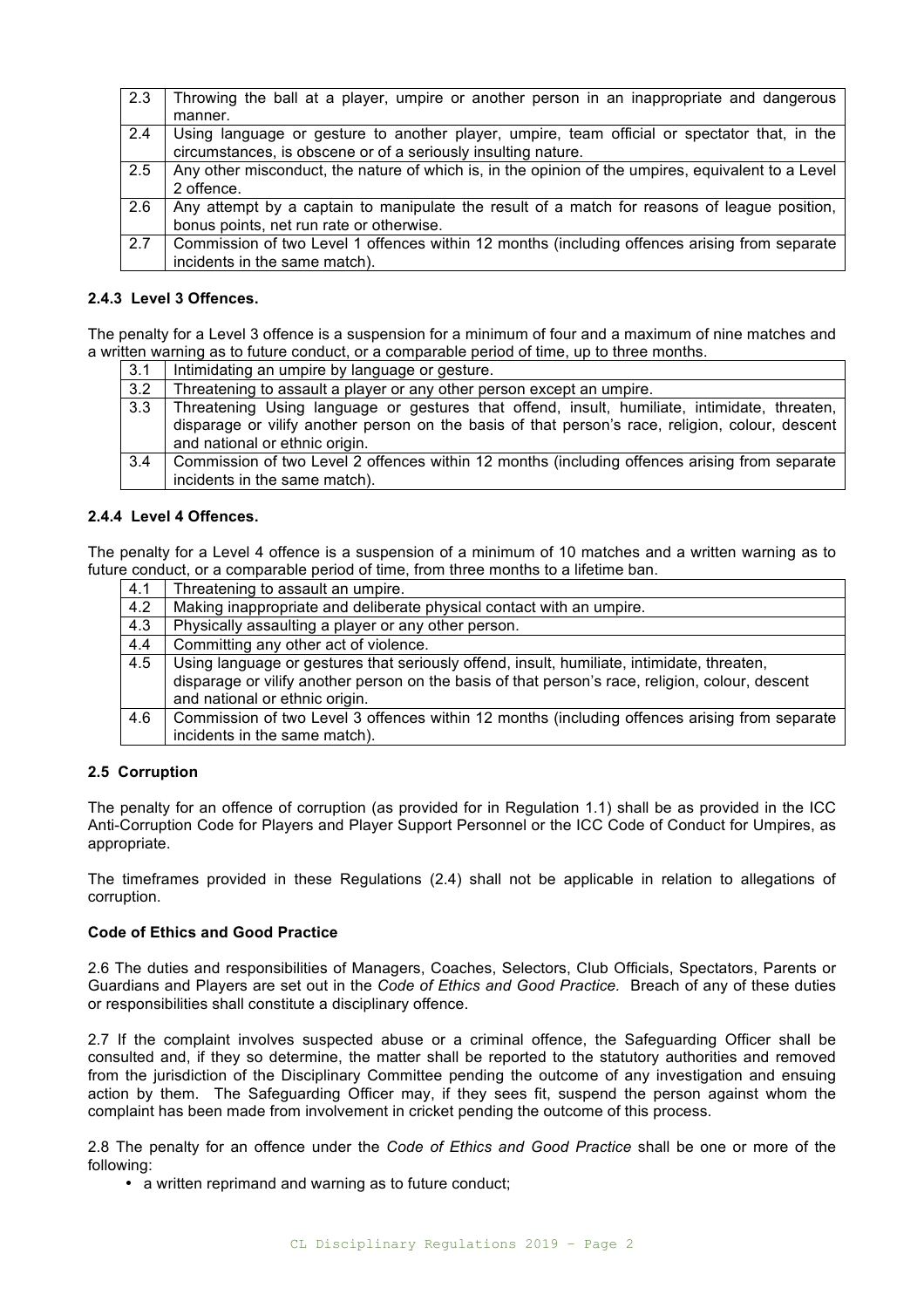| | |
|---|---|
| 2.3 | Throwing the ball at a player, umpire or another person in an inappropriate and dangerous manner. |
| 2.4 | Using language or gesture to another player, umpire, team official or spectator that, in the circumstances, is obscene or of a seriously insulting nature. |
| 2.5 | Any other misconduct, the nature of which is, in the opinion of the umpires, equivalent to a Level 2 offence. |
| 2.6 | Any attempt by a captain to manipulate the result of a match for reasons of league position, bonus points, net run rate or otherwise. |
| 2.7 | Commission of two Level 1 offences within 12 months (including offences arising from separate incidents in the same match). |

#### 2.4.3 Level 3 Offences.

The penalty for a Level 3 offence is a suspension for a minimum of four and a maximum of nine matches and a written warning as to future conduct, or a comparable period of time, up to three months.

| | |
|---|---|
| 3.1 | Intimidating an umpire by language or gesture. |
| 3.2 | Threatening to assault a player or any other person except an umpire. |
| 3.3 | Threatening Using language or gestures that offend, insult, humiliate, intimidate, threaten, disparage or vilify another person on the basis of that person's race, religion, colour, descent and national or ethnic origin. |
| 3.4 | Commission of two Level 2 offences within 12 months (including offences arising from separate incidents in the same match). |

#### 2.4.4 Level 4 Offences.

The penalty for a Level 4 offence is a suspension of a minimum of 10 matches and a written warning as to future conduct, or a comparable period of time, from three months to a lifetime ban.

| | |
|---|---|
| 4.1 | Threatening to assault an umpire. |
| 4.2 | Making inappropriate and deliberate physical contact with an umpire. |
| 4.3 | Physically assaulting a player or any other person. |
| 4.4 | Committing any other act of violence. |
| 4.5 | Using language or gestures that seriously offend, insult, humiliate, intimidate, threaten, disparage or vilify another person on the basis of that person's race, religion, colour, descent and national or ethnic origin. |
| 4.6 | Commission of two Level 3 offences within 12 months (including offences arising from separate incidents in the same match). |

### 2.5 Corruption

The penalty for an offence of corruption (as provided for in Regulation 1.1) shall be as provided in the ICC Anti-Corruption Code for Players and Player Support Personnel or the ICC Code of Conduct for Umpires, as appropriate.

The timeframes provided in these Regulations (2.4) shall not be applicable in relation to allegations of corruption.

### Code of Ethics and Good Practice

2.6 The duties and responsibilities of Managers, Coaches, Selectors, Club Officials, Spectators, Parents or Guardians and Players are set out in the *Code of Ethics and Good Practice.* Breach of any of these duties or responsibilities shall constitute a disciplinary offence.

2.7 If the complaint involves suspected abuse or a criminal offence, the Safeguarding Officer shall be consulted and, if they so determine, the matter shall be reported to the statutory authorities and removed from the jurisdiction of the Disciplinary Committee pending the outcome of any investigation and ensuing action by them. The Safeguarding Officer may, if they sees fit, suspend the person against whom the complaint has been made from involvement in cricket pending the outcome of this process.

2.8 The penalty for an offence under the *Code of Ethics and Good Practice* shall be one or more of the following:

- a written reprimand and warning as to future conduct;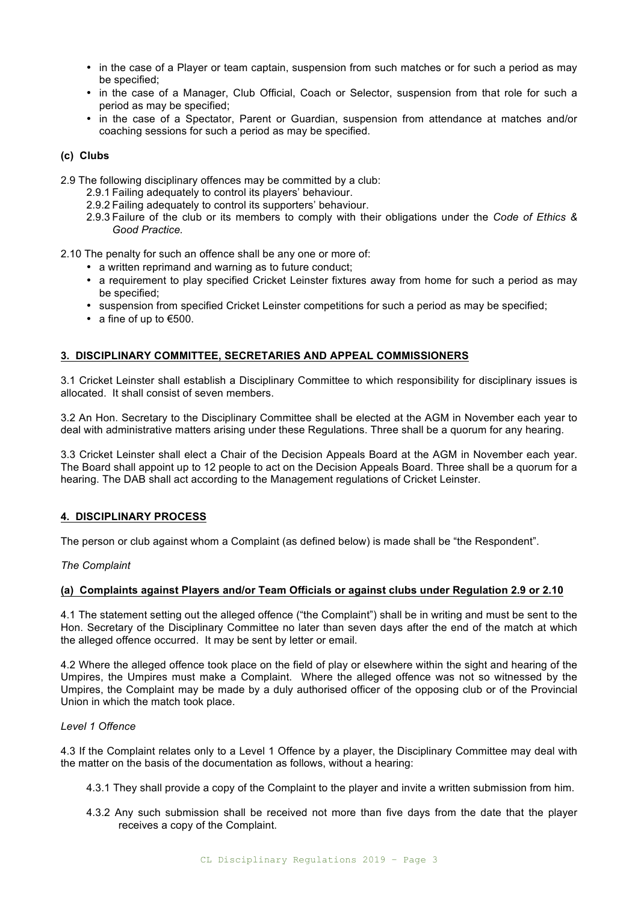- in the case of a Player or team captain, suspension from such matches or for such a period as may be specified;
- in the case of a Manager, Club Official, Coach or Selector, suspension from that role for such a period as may be specified;
- in the case of a Spectator, Parent or Guardian, suspension from attendance at matches and/or coaching sessions for such a period as may be specified.

**(c) Clubs**

2.9 The following disciplinary offences may be committed by a club:

2.9.1 Failing adequately to control its players' behaviour.

2.9.2 Failing adequately to control its supporters' behaviour.

2.9.3 Failure of the club or its members to comply with their obligations under the *Code of Ethics & Good Practice.*

2.10 The penalty for such an offence shall be any one or more of:

- a written reprimand and warning as to future conduct;
- a requirement to play specified Cricket Leinster fixtures away from home for such a period as may be specified;
- suspension from specified Cricket Leinster competitions for such a period as may be specified;
- a fine of up to €500.

## 3. DISCIPLINARY COMMITTEE, SECRETARIES AND APPEAL COMMISSIONERS

3.1 Cricket Leinster shall establish a Disciplinary Committee to which responsibility for disciplinary issues is allocated. It shall consist of seven members.

3.2 An Hon. Secretary to the Disciplinary Committee shall be elected at the AGM in November each year to deal with administrative matters arising under these Regulations. Three shall be a quorum for any hearing.

3.3 Cricket Leinster shall elect a Chair of the Decision Appeals Board at the AGM in November each year. The Board shall appoint up to 12 people to act on the Decision Appeals Board. Three shall be a quorum for a hearing. The DAB shall act according to the Management regulations of Cricket Leinster.

## 4. DISCIPLINARY PROCESS

The person or club against whom a Complaint (as defined below) is made shall be "the Respondent".

*The Complaint*

**(a) Complaints against Players and/or Team Officials or against clubs under Regulation 2.9 or 2.10**

4.1 The statement setting out the alleged offence ("the Complaint") shall be in writing and must be sent to the Hon. Secretary of the Disciplinary Committee no later than seven days after the end of the match at which the alleged offence occurred. It may be sent by letter or email.

4.2 Where the alleged offence took place on the field of play or elsewhere within the sight and hearing of the Umpires, the Umpires must make a Complaint. Where the alleged offence was not so witnessed by the Umpires, the Complaint may be made by a duly authorised officer of the opposing club or of the Provincial Union in which the match took place.

*Level 1 Offence*

4.3 If the Complaint relates only to a Level 1 Offence by a player, the Disciplinary Committee may deal with the matter on the basis of the documentation as follows, without a hearing:

4.3.1 They shall provide a copy of the Complaint to the player and invite a written submission from him.

4.3.2 Any such submission shall be received not more than five days from the date that the player receives a copy of the Complaint.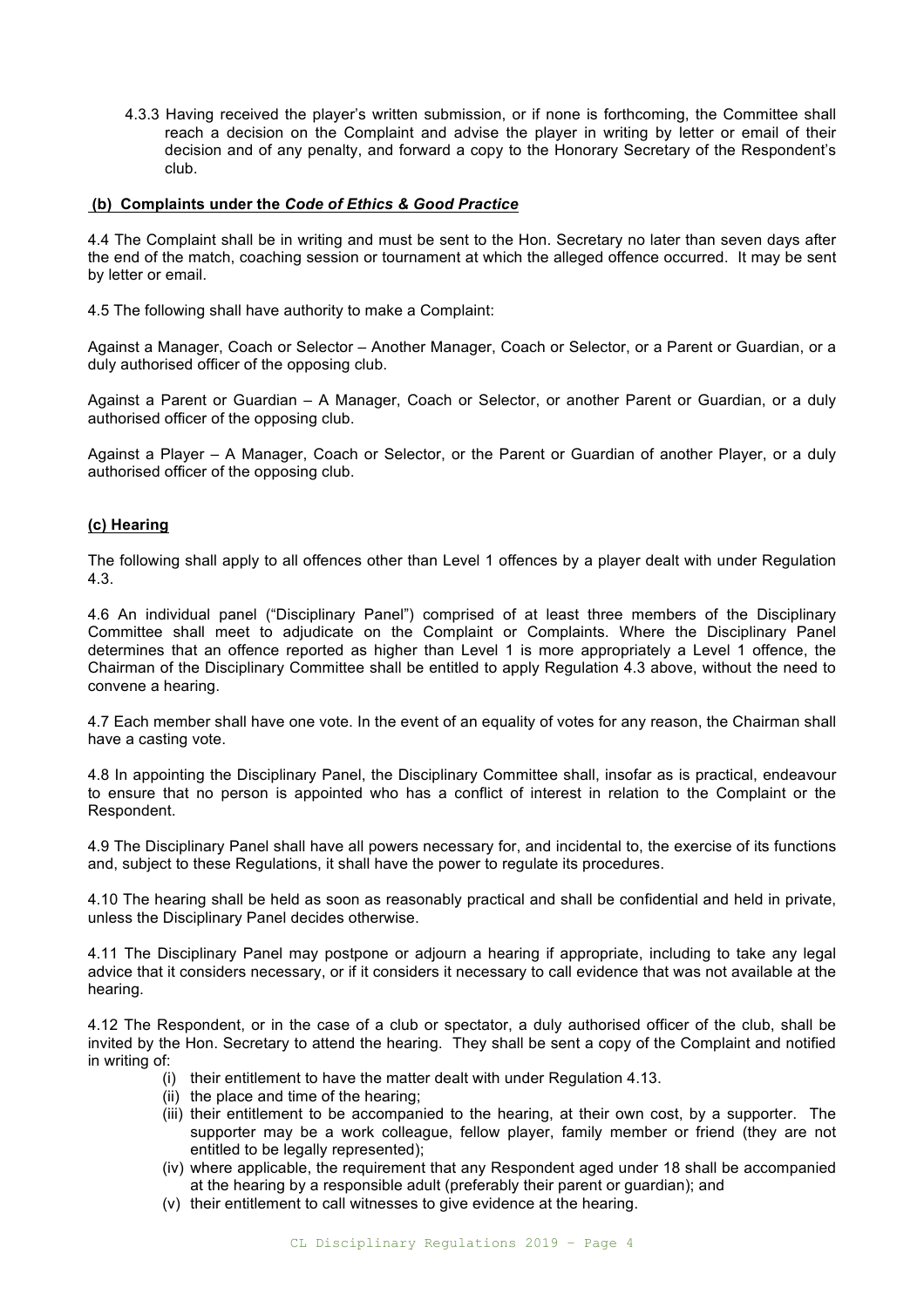4.3.3 Having received the player's written submission, or if none is forthcoming, the Committee shall reach a decision on the Complaint and advise the player in writing by letter or email of their decision and of any penalty, and forward a copy to the Honorary Secretary of the Respondent's club.

**(b) Complaints under the *Code of Ethics & Good Practice***

4.4 The Complaint shall be in writing and must be sent to the Hon. Secretary no later than seven days after the end of the match, coaching session or tournament at which the alleged offence occurred. It may be sent by letter or email.

4.5 The following shall have authority to make a Complaint:

Against a Manager, Coach or Selector – Another Manager, Coach or Selector, or a Parent or Guardian, or a duly authorised officer of the opposing club.

Against a Parent or Guardian – A Manager, Coach or Selector, or another Parent or Guardian, or a duly authorised officer of the opposing club.

Against a Player – A Manager, Coach or Selector, or the Parent or Guardian of another Player, or a duly authorised officer of the opposing club.

**(c) Hearing**

The following shall apply to all offences other than Level 1 offences by a player dealt with under Regulation 4.3.

4.6 An individual panel ("Disciplinary Panel") comprised of at least three members of the Disciplinary Committee shall meet to adjudicate on the Complaint or Complaints. Where the Disciplinary Panel determines that an offence reported as higher than Level 1 is more appropriately a Level 1 offence, the Chairman of the Disciplinary Committee shall be entitled to apply Regulation 4.3 above, without the need to convene a hearing.

4.7 Each member shall have one vote. In the event of an equality of votes for any reason, the Chairman shall have a casting vote.

4.8 In appointing the Disciplinary Panel, the Disciplinary Committee shall, insofar as is practical, endeavour to ensure that no person is appointed who has a conflict of interest in relation to the Complaint or the Respondent.

4.9 The Disciplinary Panel shall have all powers necessary for, and incidental to, the exercise of its functions and, subject to these Regulations, it shall have the power to regulate its procedures.

4.10 The hearing shall be held as soon as reasonably practical and shall be confidential and held in private, unless the Disciplinary Panel decides otherwise.

4.11 The Disciplinary Panel may postpone or adjourn a hearing if appropriate, including to take any legal advice that it considers necessary, or if it considers it necessary to call evidence that was not available at the hearing.

4.12 The Respondent, or in the case of a club or spectator, a duly authorised officer of the club, shall be invited by the Hon. Secretary to attend the hearing. They shall be sent a copy of the Complaint and notified in writing of:

(i) their entitlement to have the matter dealt with under Regulation 4.13.
(ii) the place and time of the hearing;
(iii) their entitlement to be accompanied to the hearing, at their own cost, by a supporter. The supporter may be a work colleague, fellow player, family member or friend (they are not entitled to be legally represented);
(iv) where applicable, the requirement that any Respondent aged under 18 shall be accompanied at the hearing by a responsible adult (preferably their parent or guardian); and
(v) their entitlement to call witnesses to give evidence at the hearing.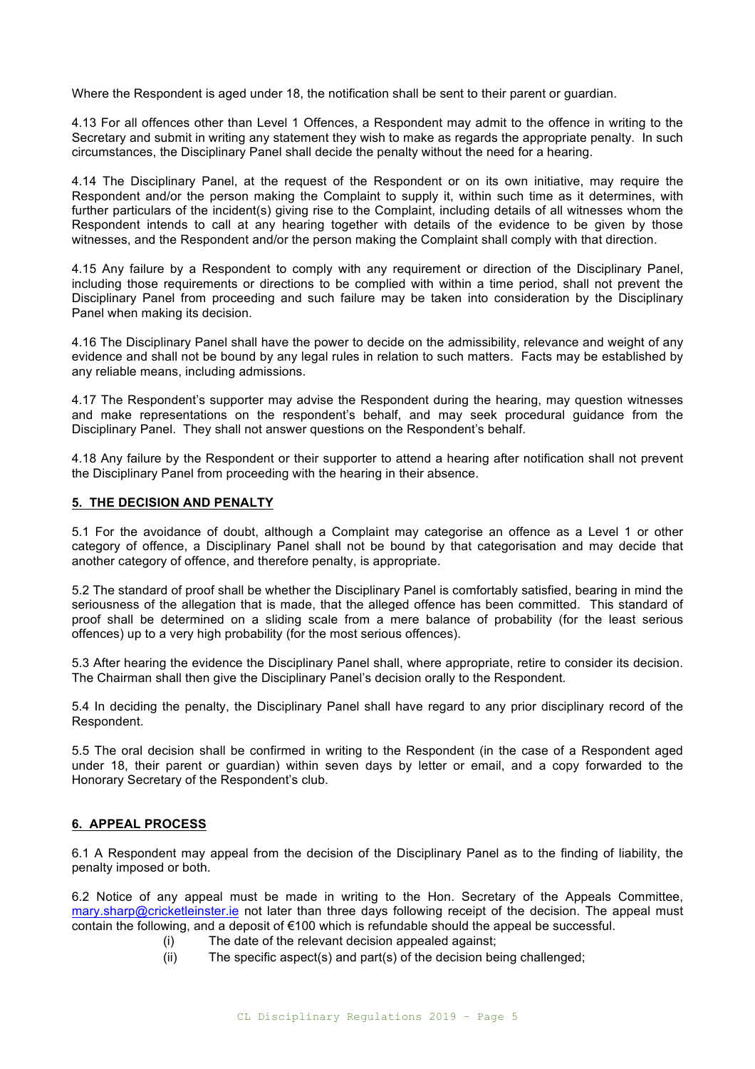Where the Respondent is aged under 18, the notification shall be sent to their parent or guardian.

4.13 For all offences other than Level 1 Offences, a Respondent may admit to the offence in writing to the Secretary and submit in writing any statement they wish to make as regards the appropriate penalty. In such circumstances, the Disciplinary Panel shall decide the penalty without the need for a hearing.

4.14 The Disciplinary Panel, at the request of the Respondent or on its own initiative, may require the Respondent and/or the person making the Complaint to supply it, within such time as it determines, with further particulars of the incident(s) giving rise to the Complaint, including details of all witnesses whom the Respondent intends to call at any hearing together with details of the evidence to be given by those witnesses, and the Respondent and/or the person making the Complaint shall comply with that direction.

4.15 Any failure by a Respondent to comply with any requirement or direction of the Disciplinary Panel, including those requirements or directions to be complied with within a time period, shall not prevent the Disciplinary Panel from proceeding and such failure may be taken into consideration by the Disciplinary Panel when making its decision.

4.16 The Disciplinary Panel shall have the power to decide on the admissibility, relevance and weight of any evidence and shall not be bound by any legal rules in relation to such matters. Facts may be established by any reliable means, including admissions.

4.17 The Respondent's supporter may advise the Respondent during the hearing, may question witnesses and make representations on the respondent's behalf, and may seek procedural guidance from the Disciplinary Panel. They shall not answer questions on the Respondent's behalf.

4.18 Any failure by the Respondent or their supporter to attend a hearing after notification shall not prevent the Disciplinary Panel from proceeding with the hearing in their absence.

## 5. THE DECISION AND PENALTY

5.1 For the avoidance of doubt, although a Complaint may categorise an offence as a Level 1 or other category of offence, a Disciplinary Panel shall not be bound by that categorisation and may decide that another category of offence, and therefore penalty, is appropriate.

5.2 The standard of proof shall be whether the Disciplinary Panel is comfortably satisfied, bearing in mind the seriousness of the allegation that is made, that the alleged offence has been committed. This standard of proof shall be determined on a sliding scale from a mere balance of probability (for the least serious offences) up to a very high probability (for the most serious offences).

5.3 After hearing the evidence the Disciplinary Panel shall, where appropriate, retire to consider its decision. The Chairman shall then give the Disciplinary Panel's decision orally to the Respondent.

5.4 In deciding the penalty, the Disciplinary Panel shall have regard to any prior disciplinary record of the Respondent.

5.5 The oral decision shall be confirmed in writing to the Respondent (in the case of a Respondent aged under 18, their parent or guardian) within seven days by letter or email, and a copy forwarded to the Honorary Secretary of the Respondent's club.

## 6. APPEAL PROCESS

6.1 A Respondent may appeal from the decision of the Disciplinary Panel as to the finding of liability, the penalty imposed or both.

6.2 Notice of any appeal must be made in writing to the Hon. Secretary of the Appeals Committee, mary.sharp@cricketleinster.ie not later than three days following receipt of the decision. The appeal must contain the following, and a deposit of €100 which is refundable should the appeal be successful.

- (i) The date of the relevant decision appealed against;
- (ii) The specific aspect(s) and part(s) of the decision being challenged;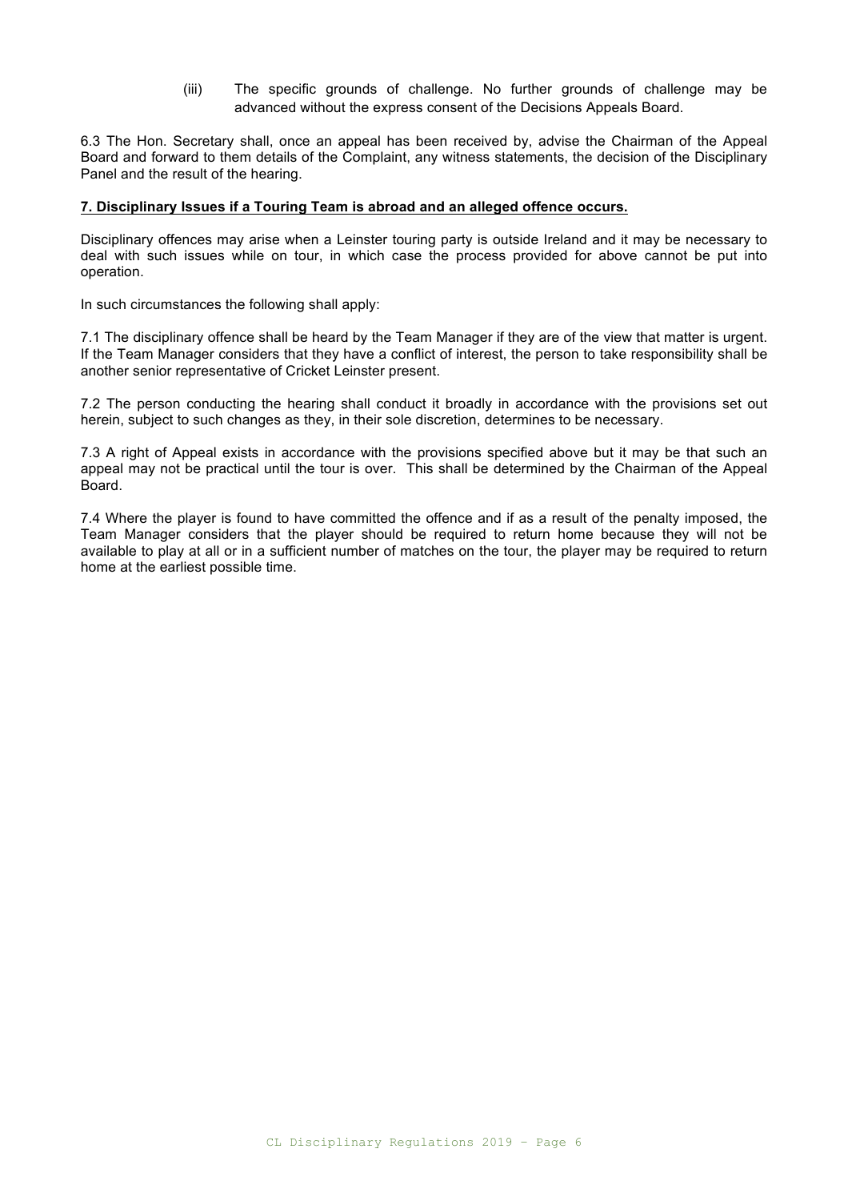(iii) The specific grounds of challenge. No further grounds of challenge may be advanced without the express consent of the Decisions Appeals Board.

6.3 The Hon. Secretary shall, once an appeal has been received by, advise the Chairman of the Appeal Board and forward to them details of the Complaint, any witness statements, the decision of the Disciplinary Panel and the result of the hearing.

**7. Disciplinary Issues if a Touring Team is abroad and an alleged offence occurs.**

Disciplinary offences may arise when a Leinster touring party is outside Ireland and it may be necessary to deal with such issues while on tour, in which case the process provided for above cannot be put into operation.

In such circumstances the following shall apply:

7.1 The disciplinary offence shall be heard by the Team Manager if they are of the view that matter is urgent. If the Team Manager considers that they have a conflict of interest, the person to take responsibility shall be another senior representative of Cricket Leinster present.

7.2 The person conducting the hearing shall conduct it broadly in accordance with the provisions set out herein, subject to such changes as they, in their sole discretion, determines to be necessary.

7.3 A right of Appeal exists in accordance with the provisions specified above but it may be that such an appeal may not be practical until the tour is over. This shall be determined by the Chairman of the Appeal Board.

7.4 Where the player is found to have committed the offence and if as a result of the penalty imposed, the Team Manager considers that the player should be required to return home because they will not be available to play at all or in a sufficient number of matches on the tour, the player may be required to return home at the earliest possible time.